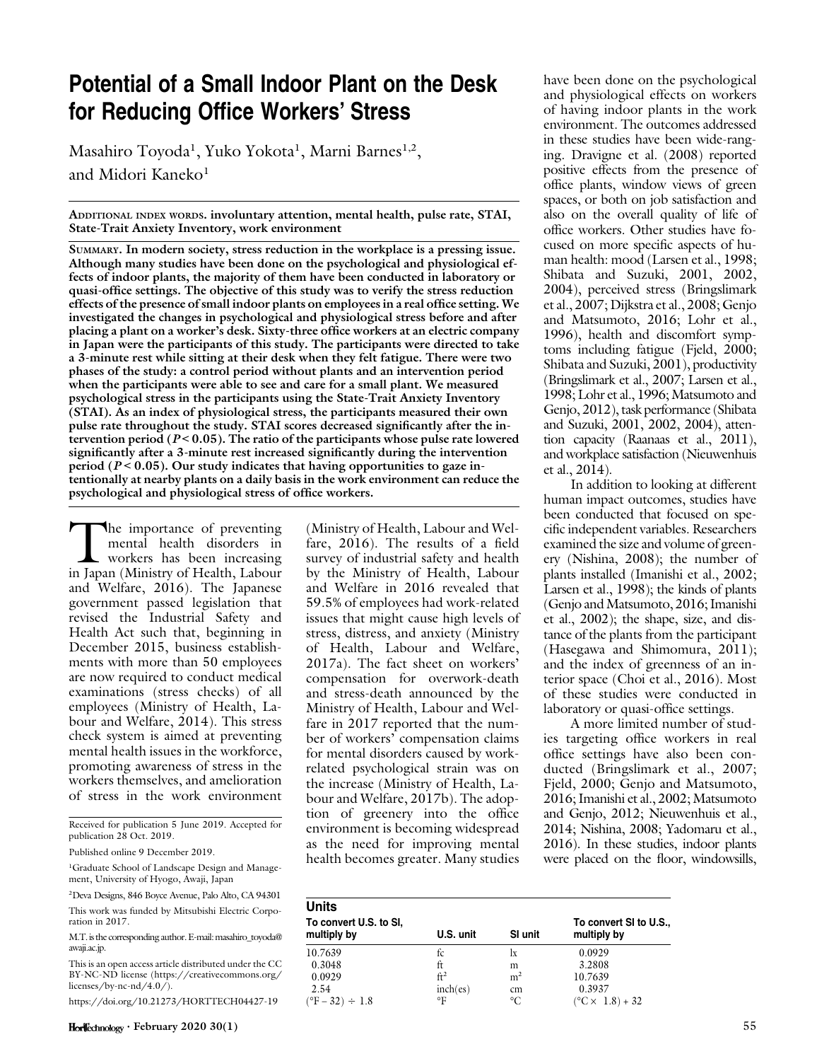# Potential of a Small Indoor Plant on the Desk for Reducing Office Workers' Stress

Masahiro Toyoda[1], Yuko Yokota[1], Marni Barnes[1,2], and Midori Kaneko[1]

**Additional index words.** **involuntary attention, mental health, pulse rate, STAI, State-Trait Anxiety Inventory, work environment**

**Summary.** **In modern society, stress reduction in the workplace is a pressing issue. Although many studies have been done on the psychological and physiological effects of indoor plants, the majority of them have been conducted in laboratory or quasi-office settings. The objective of this study was to verify the stress reduction effects of the presence of small indoor plants on employees in a real office setting. We investigated the changes in psychological and physiological stress before and after placing a plant on a worker's desk. Sixty-three office workers at an electric company in Japan were the participants of this study. The participants were directed to take a 3-minute rest while sitting at their desk when they felt fatigue. There were two phases of the study: a control period without plants and an intervention period when the participants were able to see and care for a small plant. We measured psychological stress in the participants using the State-Trait Anxiety Inventory (STAI). As an index of physiological stress, the participants measured their own pulse rate throughout the study. STAI scores decreased significantly after the intervention period ($P < 0.05$). The ratio of the participants whose pulse rate lowered significantly after a 3-minute rest increased significantly during the intervention period ($P < 0.05$). Our study indicates that having opportunities to gaze intentionally at nearby plants on a daily basis in the work environment can reduce the psychological and physiological stress of office workers.**

The importance of preventing mental health disorders in workers has been increasing in Japan (Ministry of Health, Labour and Welfare, 2016). The Japanese government passed legislation that revised the Industrial Safety and Health Act such that, beginning in December 2015, business establishments with more than 50 employees are now required to conduct medical examinations (stress checks) of all employees (Ministry of Health, Labour and Welfare, 2014). This stress check system is aimed at preventing mental health issues in the workforce, promoting awareness of stress in the workers themselves, and amelioration of stress in the work environment (Ministry of Health, Labour and Welfare, 2016). The results of a field survey of industrial safety and health by the Ministry of Health, Labour and Welfare in 2016 revealed that 59.5% of employees had work-related issues that might cause high levels of stress, distress, and anxiety (Ministry of Health, Labour and Welfare, 2017a). The fact sheet on workers' compensation for overwork-death and stress-death announced by the Ministry of Health, Labour and Welfare in 2017 reported that the number of workers' compensation claims for mental disorders caused by work-related psychological strain was on the increase (Ministry of Health, Labour and Welfare, 2017b). The adoption of greenery into the office environment is becoming widespread as the need for improving mental health becomes greater. Many studies have been done on the psychological and physiological effects on workers of having indoor plants in the work environment. The outcomes addressed in these studies have been wide-ranging. Dravigne et al. (2008) reported positive effects from the presence of office plants, window views of green spaces, or both on job satisfaction and also on the overall quality of life of office workers. Other studies have focused on more specific aspects of human health: mood (Larsen et al., 1998; Shibata and Suzuki, 2001, 2002, 2004), perceived stress (Bringslimark et al., 2007; Dijkstra et al., 2008; Genjo and Matsumoto, 2016; Lohr et al., 1996), health and discomfort symptoms including fatigue (Fjeld, 2000; Shibata and Suzuki, 2001), productivity (Bringslimark et al., 2007; Larsen et al., 1998; Lohr et al., 1996; Matsumoto and Genjo, 2012), task performance (Shibata and Suzuki, 2001, 2002, 2004), attention capacity (Raanaas et al., 2011), and workplace satisfaction (Nieuwenhuis et al., 2014).

In addition to looking at different human impact outcomes, studies have been conducted that focused on specific independent variables. Researchers examined the size and volume of greenery (Nishina, 2008); the number of plants installed (Imanishi et al., 2002; Larsen et al., 1998); the kinds of plants (Genjo and Matsumoto, 2016; Imanishi et al., 2002); the shape, size, and distance of the plants from the participant (Hasegawa and Shimomura, 2011); and the index of greenness of an interior space (Choi et al., 2016). Most of these studies were conducted in laboratory or quasi-office settings.

A more limited number of studies targeting office workers in real office settings have also been conducted (Bringslimark et al., 2007; Fjeld, 2000; Genjo and Matsumoto, 2016; Imanishi et al., 2002; Matsumoto and Genjo, 2012; Nieuwenhuis et al., 2014; Nishina, 2008; Yadomaru et al., 2016). In these studies, indoor plants were placed on the floor, windowsills,

Received for publication 5 June 2019. Accepted for publication 28 Oct. 2019.

Published online 9 December 2019.

[1]Graduate School of Landscape Design and Management, University of Hyogo, Awaji, Japan

[2]Deva Designs, 846 Boyce Avenue, Palo Alto, CA 94301

This work was funded by Mitsubishi Electric Corporation in 2017.

M.T. is the corresponding author. E-mail: masahiro_toyoda@awaji.ac.jp.

This is an open access article distributed under the CC BY-NC-ND license (https://creativecommons.org/licenses/by-nc-nd/4.0/).

https://doi.org/10.21273/HORTTECH04427-19

**Units**

| To convert U.S. to SI, multiply by | U.S. unit | SI unit | To convert SI to U.S., multiply by |
|---|---|---|---|
| 10.7639 | fc | lx | 0.0929 |
| 0.3048 | ft | m | 3.2808 |
| 0.0929 | $ft^2$ | $m^2$ | 10.7639 |
| 2.54 | inch(es) | cm | 0.3937 |
| (°F – 32) ÷ 1.8 | °F | °C | (°C × 1.8) + 32 |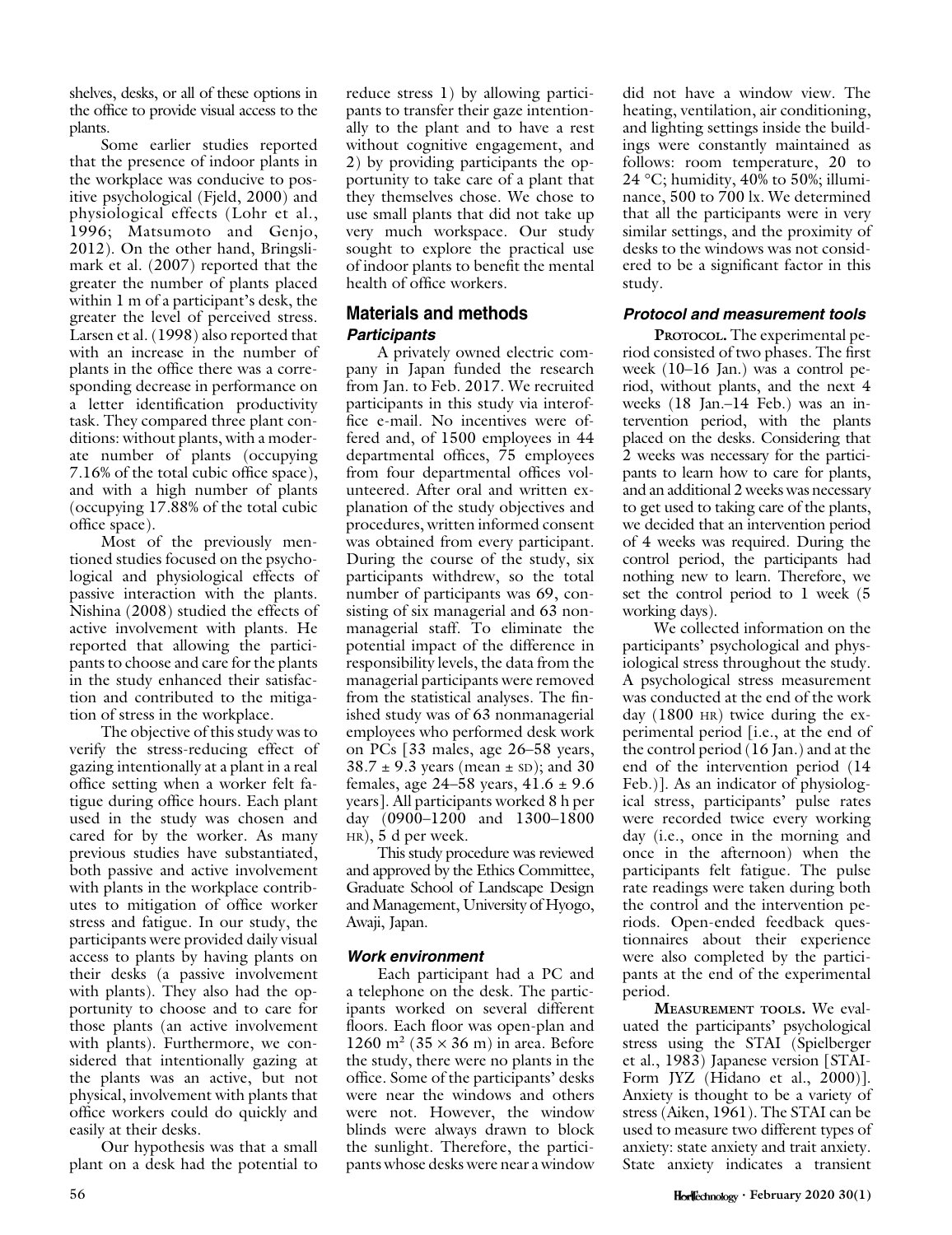shelves, desks, or all of these options in the office to provide visual access to the plants.

Some earlier studies reported that the presence of indoor plants in the workplace was conducive to positive psychological (Fjeld, 2000) and physiological effects (Lohr et al., 1996; Matsumoto and Genjo, 2012). On the other hand, Bringslimark et al. (2007) reported that the greater the number of plants placed within 1 m of a participant's desk, the greater the level of perceived stress. Larsen et al. (1998) also reported that with an increase in the number of plants in the office there was a corresponding decrease in performance on a letter identification productivity task. They compared three plant conditions: without plants, with a moderate number of plants (occupying 7.16% of the total cubic office space), and with a high number of plants (occupying 17.88% of the total cubic office space).

Most of the previously mentioned studies focused on the psychological and physiological effects of passive interaction with the plants. Nishina (2008) studied the effects of active involvement with plants. He reported that allowing the participants to choose and care for the plants in the study enhanced their satisfaction and contributed to the mitigation of stress in the workplace.

The objective of this study was to verify the stress-reducing effect of gazing intentionally at a plant in a real office setting when a worker felt fatigue during office hours. Each plant used in the study was chosen and cared for by the worker. As many previous studies have substantiated, both passive and active involvement with plants in the workplace contributes to mitigation of office worker stress and fatigue. In our study, the participants were provided daily visual access to plants by having plants on their desks (a passive involvement with plants). They also had the opportunity to choose and to care for those plants (an active involvement with plants). Furthermore, we considered that intentionally gazing at the plants was an active, but not physical, involvement with plants that office workers could do quickly and easily at their desks.

Our hypothesis was that a small plant on a desk had the potential to reduce stress 1) by allowing participants to transfer their gaze intentionally to the plant and to have a rest without cognitive engagement, and 2) by providing participants the opportunity to take care of a plant that they themselves chose. We chose to use small plants that did not take up very much workspace. Our study sought to explore the practical use of indoor plants to benefit the mental health of office workers.

## Materials and methods

### *Participants*

A privately owned electric company in Japan funded the research from Jan. to Feb. 2017. We recruited participants in this study via interoffice e-mail. No incentives were offered and, of 1500 employees in 44 departmental offices, 75 employees from four departmental offices volunteered. After oral and written explanation of the study objectives and procedures, written informed consent was obtained from every participant. During the course of the study, six participants withdrew, so the total number of participants was 69, consisting of six managerial and 63 nonmanagerial staff. To eliminate the potential impact of the difference in responsibility levels, the data from the managerial participants were removed from the statistical analyses. The finished study was of 63 nonmanagerial employees who performed desk work on PCs [33 males, age 26–58 years, 38.7 ± 9.3 years (mean ± SD); and 30 females, age 24–58 years, 41.6 ± 9.6 years]. All participants worked 8 h per day (0900–1200 and 1300–1800 HR), 5 d per week.

This study procedure was reviewed and approved by the Ethics Committee, Graduate School of Landscape Design and Management, University of Hyogo, Awaji, Japan.

### *Work environment*

Each participant had a PC and a telephone on the desk. The participants worked on several different floors. Each floor was open-plan and 1260 $m^2$ (35 × 36 m) in area. Before the study, there were no plants in the office. Some of the participants' desks were near the windows and others were not. However, the window blinds were always drawn to block the sunlight. Therefore, the participants whose desks were near a window did not have a window view. The heating, ventilation, air conditioning, and lighting settings inside the buildings were constantly maintained as follows: room temperature, 20 to 24 °C; humidity, 40% to 50%; illuminance, 500 to 700 lx. We determined that all the participants were in very similar settings, and the proximity of desks to the windows was not considered to be a significant factor in this study.

### *Protocol and measurement tools*

**Protocol.** The experimental period consisted of two phases. The first week (10–16 Jan.) was a control period, without plants, and the next 4 weeks (18 Jan.–14 Feb.) was an intervention period, with the plants placed on the desks. Considering that 2 weeks was necessary for the participants to learn how to care for plants, and an additional 2 weeks was necessary to get used to taking care of the plants, we decided that an intervention period of 4 weeks was required. During the control period, the participants had nothing new to learn. Therefore, we set the control period to 1 week (5 working days).

We collected information on the participants' psychological and physiological stress throughout the study. A psychological stress measurement was conducted at the end of the work day (1800 HR) twice during the experimental period [i.e., at the end of the control period (16 Jan.) and at the end of the intervention period (14 Feb.)]. As an indicator of physiological stress, participants' pulse rates were recorded twice every working day (i.e., once in the morning and once in the afternoon) when the participants felt fatigue. The pulse rate readings were taken during both the control and the intervention periods. Open-ended feedback questionnaires about their experience were also completed by the participants at the end of the experimental period.

**Measurement tools.** We evaluated the participants' psychological stress using the STAI (Spielberger et al., 1983) Japanese version [STAI-Form JYZ (Hidano et al., 2000)]. Anxiety is thought to be a variety of stress (Aiken, 1961). The STAI can be used to measure two different types of anxiety: state anxiety and trait anxiety. State anxiety indicates a transient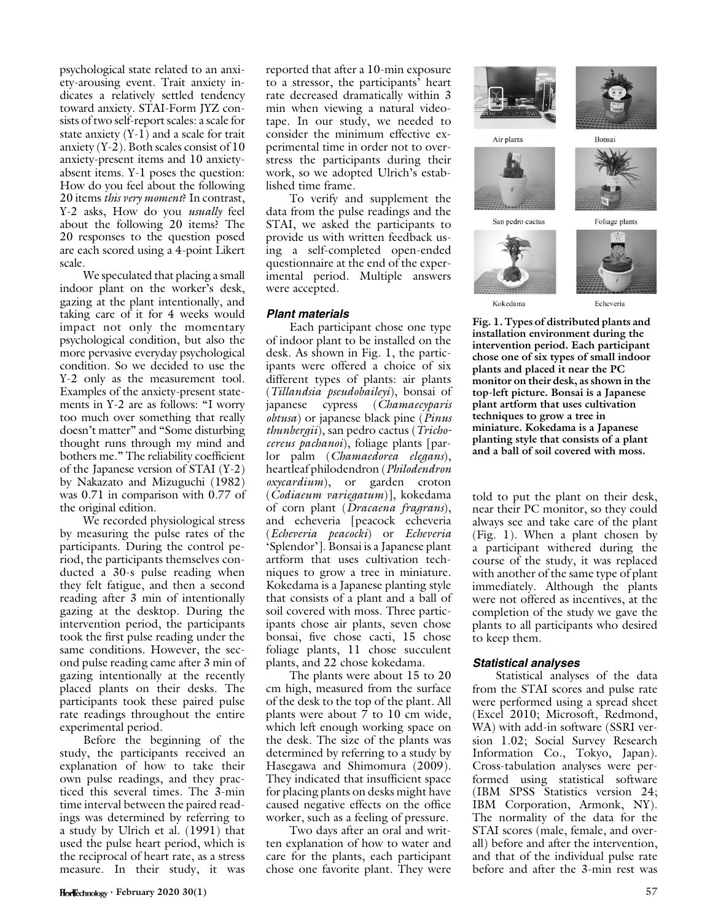psychological state related to an anxiety-arousing event. Trait anxiety indicates a relatively settled tendency toward anxiety. STAI-Form JYZ consists of two self-report scales: a scale for state anxiety (Y-1) and a scale for trait anxiety (Y-2). Both scales consist of 10 anxiety-present items and 10 anxiety-absent items. Y-1 poses the question: How do you feel about the following 20 items *this very moment*? In contrast, Y-2 asks, How do you *usually* feel about the following 20 items? The 20 responses to the question posed are each scored using a 4-point Likert scale.

We speculated that placing a small indoor plant on the worker's desk, gazing at the plant intentionally, and taking care of it for 4 weeks would impact not only the momentary psychological condition, but also the more pervasive everyday psychological condition. So we decided to use the Y-2 only as the measurement tool. Examples of the anxiety-present statements in Y-2 are as follows: "I worry too much over something that really doesn't matter" and "Some disturbing thought runs through my mind and bothers me." The reliability coefficient of the Japanese version of STAI (Y-2) by Nakazato and Mizuguchi (1982) was 0.71 in comparison with 0.77 of the original edition.

We recorded physiological stress by measuring the pulse rates of the participants. During the control period, the participants themselves conducted a 30-s pulse reading when they felt fatigue, and then a second reading after 3 min of intentionally gazing at the desktop. During the intervention period, the participants took the first pulse reading under the same conditions. However, the second pulse reading came after 3 min of gazing intentionally at the recently placed plants on their desks. The participants took these paired pulse rate readings throughout the entire experimental period.

Before the beginning of the study, the participants received an explanation of how to take their own pulse readings, and they practiced this several times. The 3-min time interval between the paired readings was determined by referring to a study by Ulrich et al. (1991) that used the pulse heart period, which is the reciprocal of heart rate, as a stress measure. In their study, it was reported that after a 10-min exposure to a stressor, the participants' heart rate decreased dramatically within 3 min when viewing a natural videotape. In our study, we needed to consider the minimum effective experimental time in order not to overstress the participants during their work, so we adopted Ulrich's established time frame.

To verify and supplement the data from the pulse readings and the STAI, we asked the participants to provide us with written feedback using a self-completed open-ended questionnaire at the end of the experimental period. Multiple answers were accepted.

### *Plant materials*

Each participant chose one type of indoor plant to be installed on the desk. As shown in Fig. 1, the participants were offered a choice of six different types of plants: air plants (*Tillandsia pseudobaileyi*), bonsai of japanese cypress (*Chamaecyparis obtusa*) or japanese black pine (*Pinus thunbergii*), san pedro cactus (*Trichocereus pachanoi*), foliage plants [parlor palm (*Chamaedorea elegans*), heartleaf philodendron (*Philodendron oxycardium*), or garden croton (*Codiaeum variegatum*)], kokedama of corn plant (*Dracaena fragrans*), and echeveria [peacock echeveria (*Echeveria peacocki*) or *Echeveria* 'Splendor']. Bonsai is a Japanese plant artform that uses cultivation techniques to grow a tree in miniature. Kokedama is a Japanese planting style that consists of a plant and a ball of soil covered with moss. Three participants chose air plants, seven chose bonsai, five chose cacti, 15 chose foliage plants, 11 chose succulent plants, and 22 chose kokedama.

The plants were about 15 to 20 cm high, measured from the surface of the desk to the top of the plant. All plants were about 7 to 10 cm wide, which left enough working space on the desk. The size of the plants was determined by referring to a study by Hasegawa and Shimomura (2009). They indicated that insufficient space for placing plants on desks might have caused negative effects on the office worker, such as a feeling of pressure.

Two days after an oral and written explanation of how to water and care for the plants, each participant chose one favorite plant. They were told to put the plant on their desk, near their PC monitor, so they could always see and take care of the plant (Fig. 1). When a plant chosen by a participant withered during the course of the study, it was replaced with another of the same type of plant immediately. Although the plants were not offered as incentives, at the completion of the study we gave the plants to all participants who desired to keep them.

Air plants | Bonsai | San pedro cactus | Foliage plants | Kokedama | Echeveria

**Fig. 1. Types of distributed plants and installation environment during the intervention period. Each participant chose one of six types of small indoor plants and placed it near the PC monitor on their desk, as shown in the top-left picture. Bonsai is a Japanese plant artform that uses cultivation techniques to grow a tree in miniature. Kokedama is a Japanese planting style that consists of a plant and a ball of soil covered with moss.**

### *Statistical analyses*

Statistical analyses of the data from the STAI scores and pulse rate were performed using a spread sheet (Excel 2010; Microsoft, Redmond, WA) with add-in software (SSRI version 1.02; Social Survey Research Information Co., Tokyo, Japan). Cross-tabulation analyses were performed using statistical software (IBM SPSS Statistics version 24; IBM Corporation, Armonk, NY). The normality of the data for the STAI scores (male, female, and overall) before and after the intervention, and that of the individual pulse rate before and after the 3-min rest was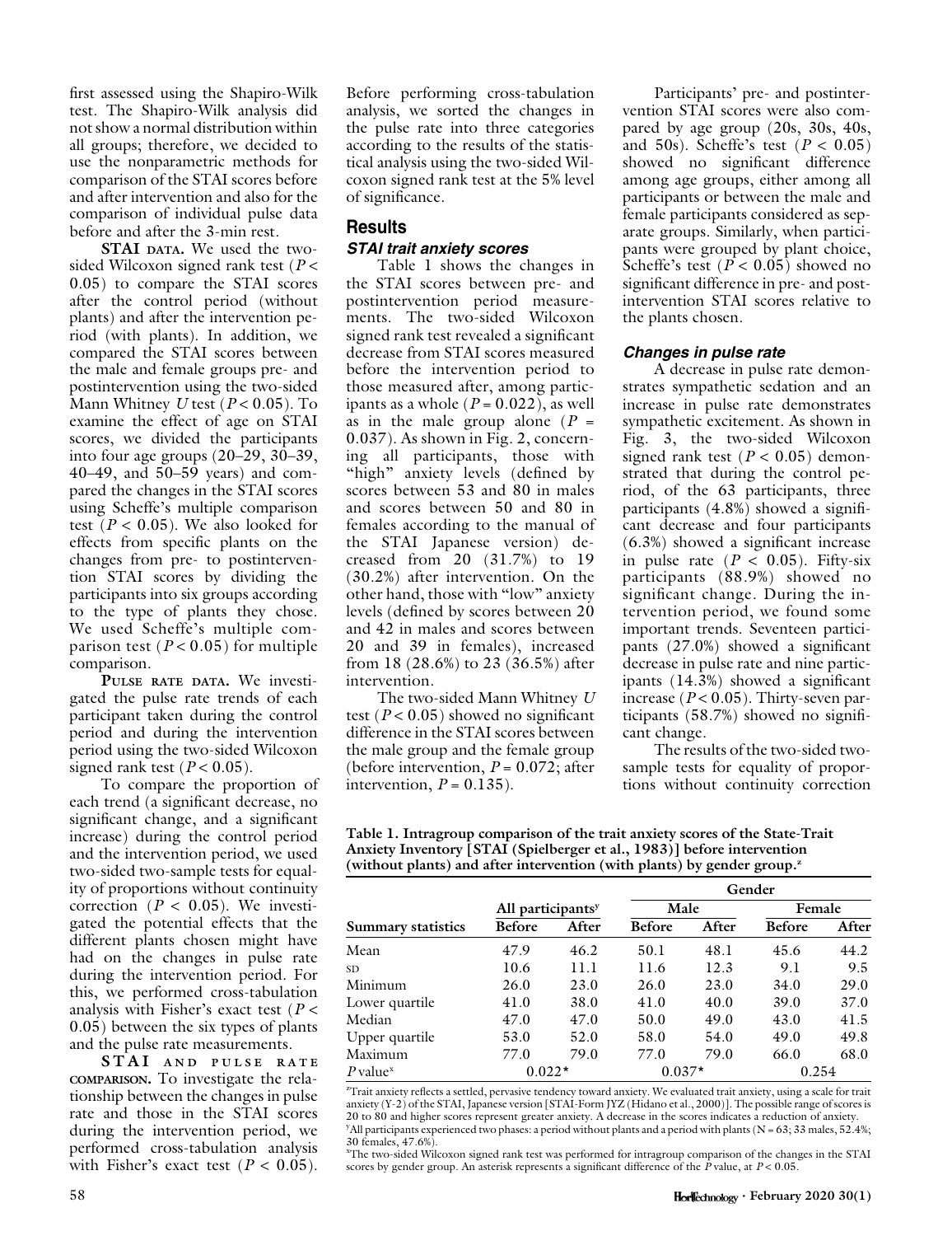first assessed using the Shapiro-Wilk test. The Shapiro-Wilk analysis did not show a normal distribution within all groups; therefore, we decided to use the nonparametric methods for comparison of the STAI scores before and after intervention and also for the comparison of individual pulse data before and after the 3-min rest.

**STAI DATA.** We used the two-sided Wilcoxon signed rank test ($P < 0.05$) to compare the STAI scores after the control period (without plants) and after the intervention period (with plants). In addition, we compared the STAI scores between the male and female groups pre- and postintervention using the two-sided Mann Whitney $U$ test ($P < 0.05$). To examine the effect of age on STAI scores, we divided the participants into four age groups (20–29, 30–39, 40–49, and 50–59 years) and compared the changes in the STAI scores using Scheffe's multiple comparison test ($P < 0.05$). We also looked for effects from specific plants on the changes from pre- to postintervention STAI scores by dividing the participants into six groups according to the type of plants they chose. We used Scheffe's multiple comparison test ($P < 0.05$) for multiple comparison.

**PULSE RATE DATA.** We investigated the pulse rate trends of each participant taken during the control period and during the intervention period using the two-sided Wilcoxon signed rank test ($P < 0.05$).

To compare the proportion of each trend (a significant decrease, no significant change, and a significant increase) during the control period and the intervention period, we used two-sided two-sample tests for equality of proportions without continuity correction ($P < 0.05$). We investigated the potential effects that the different plants chosen might have had on the changes in pulse rate during the intervention period. For this, we performed cross-tabulation analysis with Fisher's exact test ($P < 0.05$) between the six types of plants and the pulse rate measurements.

**STAI AND PULSE RATE COMPARISON.** To investigate the relationship between the changes in pulse rate and those in the STAI scores during the intervention period, we performed cross-tabulation analysis with Fisher's exact test ($P < 0.05$). Before performing cross-tabulation analysis, we sorted the changes in the pulse rate into three categories according to the results of the statistical analysis using the two-sided Wilcoxon signed rank test at the 5% level of significance.

## Results

### STAI trait anxiety scores

Table 1 shows the changes in the STAI scores between pre- and postintervention period measurements. The two-sided Wilcoxon signed rank test revealed a significant decrease from STAI scores measured before the intervention period to those measured after, among participants as a whole ($P = 0.022$), as well as in the male group alone ($P = 0.037$). As shown in Fig. 2, concerning all participants, those with "high" anxiety levels (defined by scores between 53 and 80 in males and scores between 50 and 80 in females according to the manual of the STAI Japanese version) decreased from 20 (31.7%) to 19 (30.2%) after intervention. On the other hand, those with "low" anxiety levels (defined by scores between 20 and 42 in males and scores between 20 and 39 in females), increased from 18 (28.6%) to 23 (36.5%) after intervention.

The two-sided Mann Whitney $U$ test ($P < 0.05$) showed no significant difference in the STAI scores between the male group and the female group (before intervention, $P = 0.072$; after intervention, $P = 0.135$).

Participants' pre- and postintervention STAI scores were also compared by age group (20s, 30s, 40s, and 50s). Scheffe's test ($P < 0.05$) showed no significant difference among age groups, either among all participants or between the male and female participants considered as separate groups. Similarly, when participants were grouped by plant choice, Scheffe's test ($P < 0.05$) showed no significant difference in pre- and postintervention STAI scores relative to the plants chosen.

### Changes in pulse rate

A decrease in pulse rate demonstrates sympathetic sedation and an increase in pulse rate demonstrates sympathetic excitement. As shown in Fig. 3, the two-sided Wilcoxon signed rank test ($P < 0.05$) demonstrated that during the control period, of the 63 participants, three participants (4.8%) showed a significant decrease and four participants (6.3%) showed a significant increase in pulse rate ($P < 0.05$). Fifty-six participants (88.9%) showed no significant change. During the intervention period, we found some important trends. Seventeen participants (27.0%) showed a significant decrease in pulse rate and nine participants (14.3%) showed a significant increase ($P < 0.05$). Thirty-seven participants (58.7%) showed no significant change.

The results of the two-sided two-sample tests for equality of proportions without continuity correction

**Table 1. Intragroup comparison of the trait anxiety scores of the State-Trait Anxiety Inventory [STAI (Spielberger et al., 1983)] before intervention (without plants) and after intervention (with plants) by gender group.[z]**

| | | | Gender | | | |
|---|---|---|---|---|---|---|
| | All participants[y] | | Male | | Female | |
| Summary statistics | Before | After | Before | After | Before | After |
| Mean | 47.9 | 46.2 | 50.1 | 48.1 | 45.6 | 44.2 |
| SD | 10.6 | 11.1 | 11.6 | 12.3 | 9.1 | 9.5 |
| Minimum | 26.0 | 23.0 | 26.0 | 23.0 | 34.0 | 29.0 |
| Lower quartile | 41.0 | 38.0 | 41.0 | 40.0 | 39.0 | 37.0 |
| Median | 47.0 | 47.0 | 50.0 | 49.0 | 43.0 | 41.5 |
| Upper quartile | 53.0 | 52.0 | 58.0 | 54.0 | 49.0 | 49.8 |
| Maximum | 77.0 | 79.0 | 77.0 | 79.0 | 66.0 | 68.0 |
| $P$ value[x] | 0.022* | | 0.037* | | 0.254 | |

[z]Trait anxiety reflects a settled, pervasive tendency toward anxiety. We evaluated trait anxiety, using a scale for trait anxiety (Y-2) of the STAI, Japanese version [STAI-Form JYZ (Hidano et al., 2000)]. The possible range of scores is 20 to 80 and higher scores represent greater anxiety. A decrease in the scores indicates a reduction of anxiety.
[y]All participants experienced two phases: a period without plants and a period with plants (N = 63; 33 males, 52.4%; 30 females, 47.6%).
[x]The two-sided Wilcoxon signed rank test was performed for intragroup comparison of the changes in the STAI scores by gender group. An asterisk represents a significant difference of the $P$ value, at $P < 0.05$.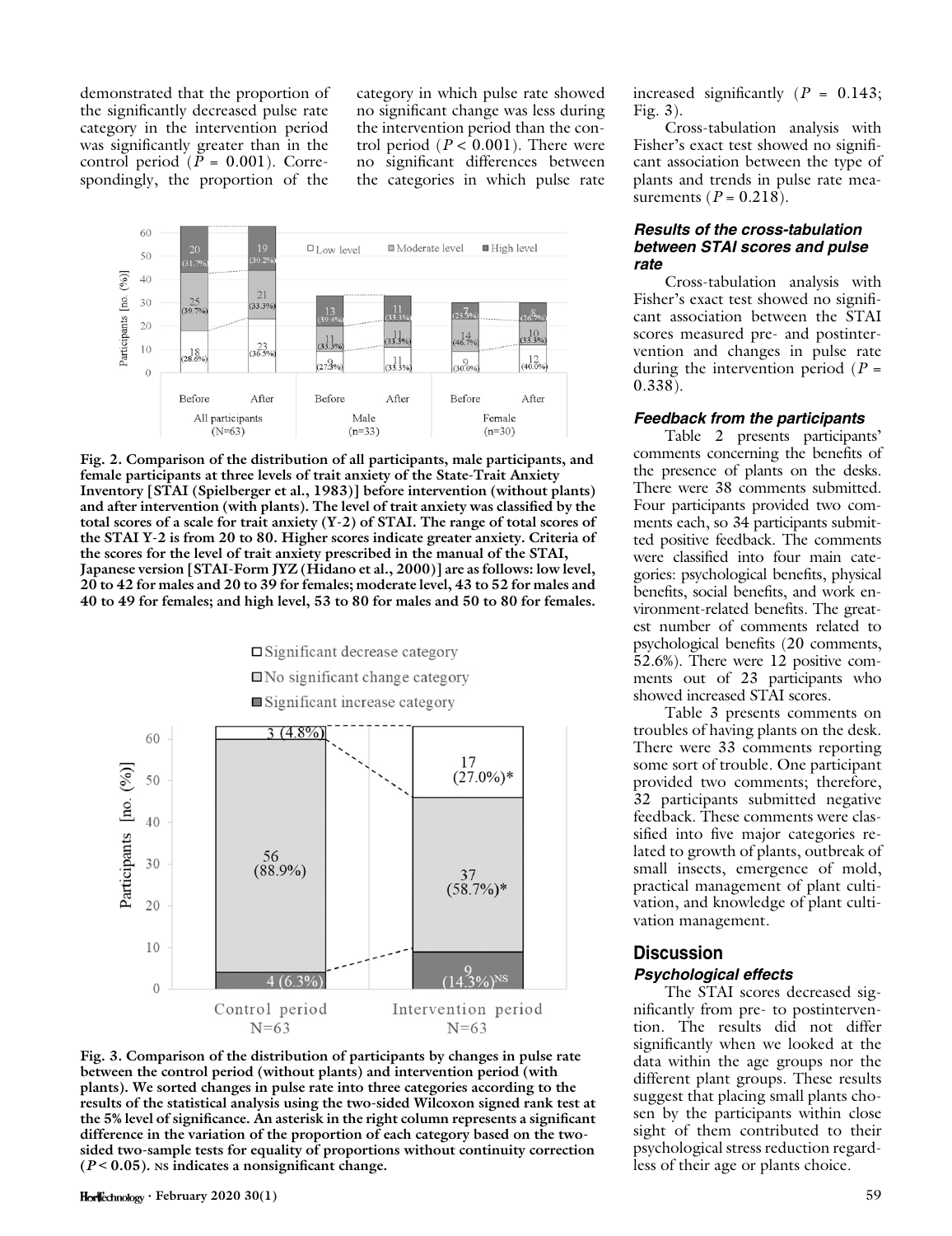demonstrated that the proportion of the significantly decreased pulse rate category in the intervention period was significantly greater than in the control period ($P$ = 0.001). Correspondingly, the proportion of the category in which pulse rate showed no significant change was less during the intervention period than the control period ($P$ < 0.001). There were no significant differences between the categories in which pulse rate increased significantly ($P$ = 0.143; Fig. 3).

Cross-tabulation analysis with Fisher's exact test showed no significant association between the type of plants and trends in pulse rate measurements ($P$ = 0.218).

**Fig. 2. Comparison of the distribution of all participants, male participants, and female participants at three levels of trait anxiety of the State-Trait Anxiety Inventory [STAI (Spielberger et al., 1983)] before intervention (without plants) and after intervention (with plants). The level of trait anxiety was classified by the total scores of a scale for trait anxiety (Y-2) of STAI. The range of total scores of the STAI Y-2 is from 20 to 80. Higher scores indicate greater anxiety. Criteria of the scores for the level of trait anxiety prescribed in the manual of the STAI, Japanese version [STAI-Form JYZ (Hidano et al., 2000)] are as follows: low level, 20 to 42 for males and 20 to 39 for females; moderate level, 43 to 52 for males and 40 to 49 for females; and high level, 53 to 80 for males and 50 to 80 for females.**

**Fig. 3. Comparison of the distribution of participants by changes in pulse rate between the control period (without plants) and intervention period (with plants). We sorted changes in pulse rate into three categories according to the results of the statistical analysis using the two-sided Wilcoxon signed rank test at the 5% level of significance. An asterisk in the right column represents a significant difference in the variation of the proportion of each category based on the two-sided two-sample tests for equality of proportions without continuity correction ($P$ < 0.05). NS indicates a nonsignificant change.**

### *Results of the cross-tabulation between STAI scores and pulse rate*

Cross-tabulation analysis with Fisher's exact test showed no significant association between the STAI scores measured pre- and postintervention and changes in pulse rate during the intervention period ($P$ = 0.338).

### *Feedback from the participants*

Table 2 presents participants' comments concerning the benefits of the presence of plants on the desks. There were 38 comments submitted. Four participants provided two comments each, so 34 participants submitted positive feedback. The comments were classified into four main categories: psychological benefits, physical benefits, social benefits, and work environment-related benefits. The greatest number of comments related to psychological benefits (20 comments, 52.6%). There were 12 positive comments out of 23 participants who showed increased STAI scores.

Table 3 presents comments on troubles of having plants on the desk. There were 33 comments reporting some sort of trouble. One participant provided two comments; therefore, 32 participants submitted negative feedback. These comments were classified into five major categories related to growth of plants, outbreak of small insects, emergence of mold, practical management of plant cultivation, and knowledge of plant cultivation management.

## Discussion

### *Psychological effects*

The STAI scores decreased significantly from pre- to postintervention. The results did not differ significantly when we looked at the data within the age groups nor the different plant groups. These results suggest that placing small plants chosen by the participants within close sight of them contributed to their psychological stress reduction regardless of their age or plants choice.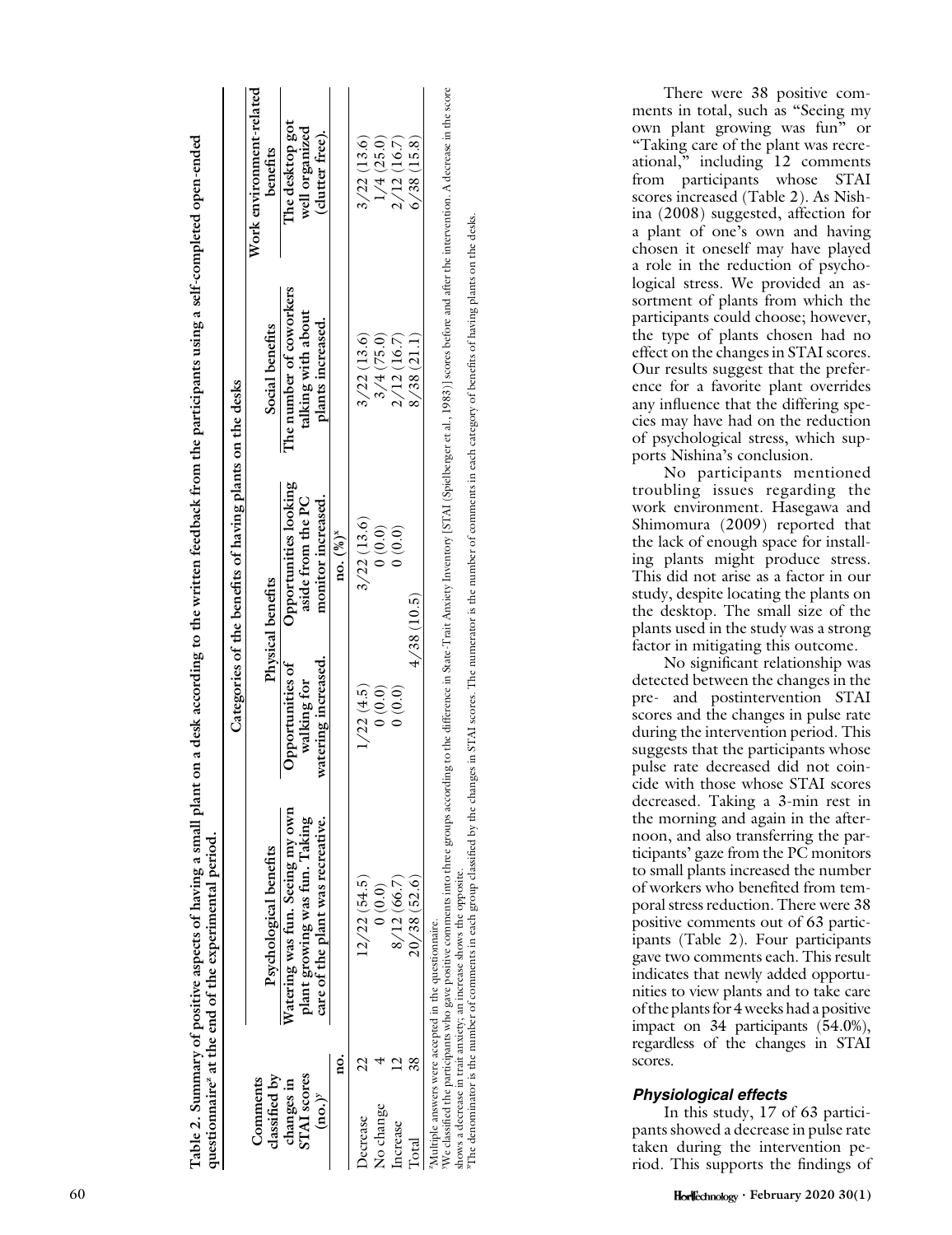**Table 2. Summary of positive aspects of having a small plant on a desk according to the written feedback from the participants using a self-completed open-ended questionnaire[z] at the end of the experimental period.**

| Comments classified by changes in STAI scores (no.)[y] | | Categories of the benefits of having plants on the desks | | | | |
|---|---|---|---|---|---|---|
| | | Psychological benefits | Physical benefits | | Social benefits | Work environment-related benefits |
| | | Watering was fun. Seeing my own plant growing was fun. Taking care of the plant was recreative. | Opportunities of walking for watering increased. | Opportunities looking aside from the PC monitor increased. | The number of coworkers talking with about plants increased. | The desktop got well organized (clutter free). |
| | no. | no. (%)[x] | | | | |
| Decrease | 22 | 12/22 (54.5) | 1/22 (4.5) | 3/22 (13.6) | 3/22 (13.6) | 3/22 (13.6) |
| No change | 4 | 0 (0.0) | 0 (0.0) | 0 (0.0) | 3/4 (75.0) | 1/4 (25.0) |
| Increase | 12 | 8/12 (66.7) | 0 (0.0) | 0 (0.0) | 2/12 (16.7) | 2/12 (16.7) |
| Total | 38 | 20/38 (52.6) | 4/38 (10.5) | | 8/38 (21.1) | 6/38 (15.8) |

[z]Multiple answers were accepted in the questionnaire.
[y]We classified the participants who gave positive comments into three groups according to the difference in State-Trait Anxiety Inventory [STAI (Spielberger et al., 1983)] scores before and after the intervention. A decrease in the score shows a decrease in trait anxiety; an increase shows the opposite.
[x]The denominator is the number of comments in each group classified by the changes in STAI scores. The numerator is the number of comments in each category of benefits of having plants on the desks.

There were 38 positive comments in total, such as "Seeing my own plant growing was fun" or "Taking care of the plant was recreational," including 12 comments from participants whose STAI scores increased (Table 2). As Nishina (2008) suggested, affection for a plant of one's own and having chosen it oneself may have played a role in the reduction of psychological stress. We provided an assortment of plants from which the participants could choose; however, the type of plants chosen had no effect on the changes in STAI scores. Our results suggest that the preference for a favorite plant overrides any influence that the differing species may have had on the reduction of psychological stress, which supports Nishina's conclusion.

No participants mentioned troubling issues regarding the work environment. Hasegawa and Shimomura (2009) reported that the lack of enough space for installing plants might produce stress. This did not arise as a factor in our study, despite locating the plants on the desktop. The small size of the plants used in the study was a strong factor in mitigating this outcome.

No significant relationship was detected between the changes in the pre- and postintervention STAI scores and the changes in pulse rate during the intervention period. This suggests that the participants whose pulse rate decreased did not coincide with those whose STAI scores decreased. Taking a 3-min rest in the morning and again in the afternoon, and also transferring the participants' gaze from the PC monitors to small plants increased the number of workers who benefited from temporal stress reduction. There were 38 positive comments out of 63 participants (Table 2). Four participants gave two comments each. This result indicates that newly added opportunities to view plants and to take care of the plants for 4 weeks had a positive impact on 34 participants (54.0%), regardless of the changes in STAI scores.

### *Physiological effects*

In this study, 17 of 63 participants showed a decrease in pulse rate taken during the intervention period. This supports the findings of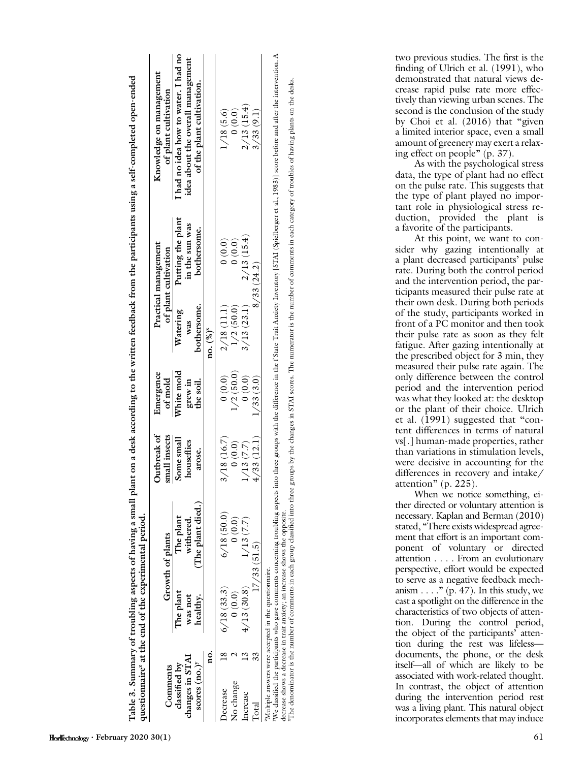Table 3. Summary of troubling aspects of having a small plant on a desk according to the written feedback from the participants using a self-completed open-ended questionnaire[z] at the end of the experimental period.

| Comments classified by changes in STAI scores (no.)[y] | | Growth of plants | | Outbreak of small insects | Emergence of mold | Practical management of plant cultivation | | Knowledge on management of plant cultivation |
|---|---|---|---|---|---|---|---|---|
| | | The plant was not healthy. | The plant withered. (The plant died.) | Some small houseflies arose. | White mold grew in the soil. | Watering was bothersome. | Putting the plant in the sun was bothersome. | I had no idea how to water. I had no idea about the overall management of the plant cultivation. |
| | no. | no. (%)[x] | | | | | | |
| Decrease | 18 | 6/18 (33.3) | 6/18 (50.0) | 3/18 (16.7) | 0 (0.0) | 2/18 (11.1) | 0 (0.0) | 1/18 (5.6) |
| No change | 2 | 0 (0.0) | 0 (0.0) | 0 (0.0) | 1/2 (50.0) | 1/2 (50.0) | 0 (0.0) | 0 (0.0) |
| Increase | 13 | 4/13 (30.8) | 1/13 (7.7) | 1/13 (7.7) | 0 (0.0) | 3/13 (23.1) | 2/13 (15.4) | 2/13 (15.4) |
| Total | 33 | 17/33 (51.5) | | 4/33 (12.1) | 1/33 (3.0) | 8/33 (24.2) | | 3/33 (9.1) |

[z]Multiple answers were accepted in the questionnaire.

[y]We classified the participants who gave comments concerning troubling aspects into three groups with the difference in the f State-Trait Anxiety Inventory [STAI (Spielberger et al., 1983)] score before and after the intervention. A decrease shows a decrease in trait anxiety; an increase shows the opposite.

[x]The denominator is the number of comments in each group classified into three groups by the changes in STAI scores. The numerator is the number of comments in each category of troubles of having plants on the desks.

two previous studies. The first is the finding of Ulrich et al. (1991), who demonstrated that natural views decrease rapid pulse rate more effectively than viewing urban scenes. The second is the conclusion of the study by Choi et al. (2016) that "given a limited interior space, even a small amount of greenery may exert a relaxing effect on people" (p. 37).

As with the psychological stress data, the type of plant had no effect on the pulse rate. This suggests that the type of plant played no important role in physiological stress reduction, provided the plant is a favorite of the participants.

At this point, we want to consider why gazing intentionally at a plant decreased participants' pulse rate. During both the control period and the intervention period, the participants measured their pulse rate at their own desk. During both periods of the study, participants worked in front of a PC monitor and then took their pulse rate as soon as they felt fatigue. After gazing intentionally at the prescribed object for 3 min, they measured their pulse rate again. The only difference between the control period and the intervention period was what they looked at: the desktop or the plant of their choice. Ulrich et al. (1991) suggested that "content differences in terms of natural vs[.] human-made properties, rather than variations in stimulation levels, were decisive in accounting for the differences in recovery and intake/attention" (p. 225).

When we notice something, either directed or voluntary attention is necessary. Kaplan and Berman (2010) stated, "There exists widespread agreement that effort is an important component of voluntary or directed attention . . . . From an evolutionary perspective, effort would be expected to serve as a negative feedback mechanism . . . ." (p. 47). In this study, we cast a spotlight on the difference in the characteristics of two objects of attention. During the control period, the object of the participants' attention during the rest was lifeless—documents, the phone, or the desk itself—all of which are likely to be associated with work-related thought. In contrast, the object of attention during the intervention period rest was a living plant. This natural object incorporates elements that may induce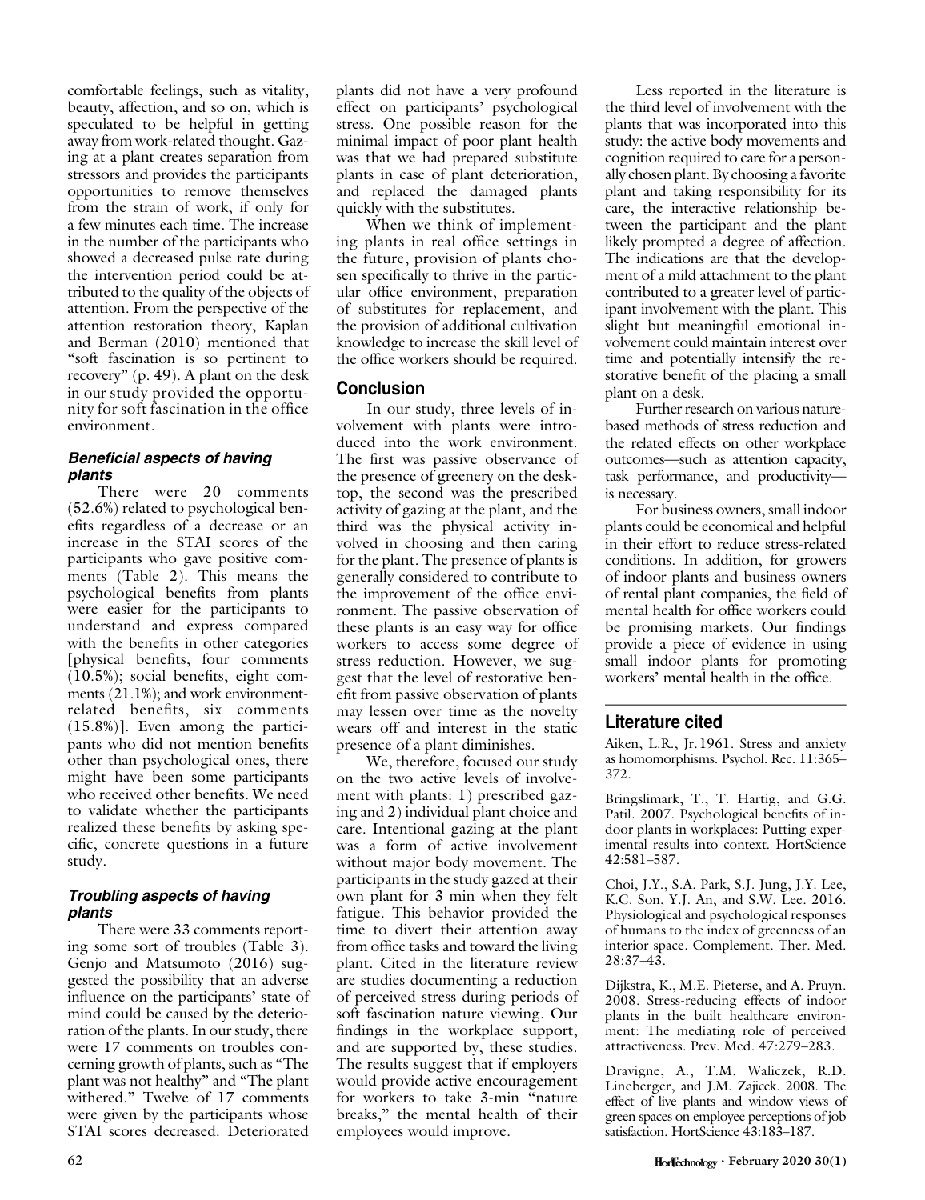comfortable feelings, such as vitality, beauty, affection, and so on, which is speculated to be helpful in getting away from work-related thought. Gazing at a plant creates separation from stressors and provides the participants opportunities to remove themselves from the strain of work, if only for a few minutes each time. The increase in the number of the participants who showed a decreased pulse rate during the intervention period could be attributed to the quality of the objects of attention. From the perspective of the attention restoration theory, Kaplan and Berman (2010) mentioned that "soft fascination is so pertinent to recovery" (p. 49). A plant on the desk in our study provided the opportunity for soft fascination in the office environment.

### *Beneficial aspects of having plants*

There were 20 comments (52.6%) related to psychological benefits regardless of a decrease or an increase in the STAI scores of the participants who gave positive comments (Table 2). This means the psychological benefits from plants were easier for the participants to understand and express compared with the benefits in other categories [physical benefits, four comments (10.5%); social benefits, eight comments (21.1%); and work environment-related benefits, six comments (15.8%)]. Even among the participants who did not mention benefits other than psychological ones, there might have been some participants who received other benefits. We need to validate whether the participants realized these benefits by asking specific, concrete questions in a future study.

### *Troubling aspects of having plants*

There were 33 comments reporting some sort of troubles (Table 3). Genjo and Matsumoto (2016) suggested the possibility that an adverse influence on the participants' state of mind could be caused by the deterioration of the plants. In our study, there were 17 comments on troubles concerning growth of plants, such as "The plant was not healthy" and "The plant withered." Twelve of 17 comments were given by the participants whose STAI scores decreased. Deteriorated plants did not have a very profound effect on participants' psychological stress. One possible reason for the minimal impact of poor plant health was that we had prepared substitute plants in case of plant deterioration, and replaced the damaged plants quickly with the substitutes.

When we think of implementing plants in real office settings in the future, provision of plants chosen specifically to thrive in the particular office environment, preparation of substitutes for replacement, and the provision of additional cultivation knowledge to increase the skill level of the office workers should be required.

## Conclusion

In our study, three levels of involvement with plants were introduced into the work environment. The first was passive observance of the presence of greenery on the desktop, the second was the prescribed activity of gazing at the plant, and the third was the physical activity involved in choosing and then caring for the plant. The presence of plants is generally considered to contribute to the improvement of the office environment. The passive observation of these plants is an easy way for office workers to access some degree of stress reduction. However, we suggest that the level of restorative benefit from passive observation of plants may lessen over time as the novelty wears off and interest in the static presence of a plant diminishes.

We, therefore, focused our study on the two active levels of involvement with plants: 1) prescribed gazing and 2) individual plant choice and care. Intentional gazing at the plant was a form of active involvement without major body movement. The participants in the study gazed at their own plant for 3 min when they felt fatigue. This behavior provided the time to divert their attention away from office tasks and toward the living plant. Cited in the literature review are studies documenting a reduction of perceived stress during periods of soft fascination nature viewing. Our findings in the workplace support, and are supported by, these studies. The results suggest that if employers would provide active encouragement for workers to take 3-min "nature breaks," the mental health of their employees would improve.

Less reported in the literature is the third level of involvement with the plants that was incorporated into this study: the active body movements and cognition required to care for a personally chosen plant. By choosing a favorite plant and taking responsibility for its care, the interactive relationship between the participant and the plant likely prompted a degree of affection. The indications are that the development of a mild attachment to the plant contributed to a greater level of participant involvement with the plant. This slight but meaningful emotional involvement could maintain interest over time and potentially intensify the restorative benefit of the placing a small plant on a desk.

Further research on various nature-based methods of stress reduction and the related effects on other workplace outcomes—such as attention capacity, task performance, and productivity—is necessary.

For business owners, small indoor plants could be economical and helpful in their effort to reduce stress-related conditions. In addition, for growers of indoor plants and business owners of rental plant companies, the field of mental health for office workers could be promising markets. Our findings provide a piece of evidence in using small indoor plants for promoting workers' mental health in the office.

## Literature cited

Aiken, L.R., Jr. 1961. Stress and anxiety as homomorphisms. Psychol. Rec. 11:365–372.

Bringslimark, T., T. Hartig, and G.G. Patil. 2007. Psychological benefits of indoor plants in workplaces: Putting experimental results into context. HortScience 42:581–587.

Choi, J.Y., S.A. Park, S.J. Jung, J.Y. Lee, K.C. Son, Y.J. An, and S.W. Lee. 2016. Physiological and psychological responses of humans to the index of greenness of an interior space. Complement. Ther. Med. 28:37–43.

Dijkstra, K., M.E. Pieterse, and A. Pruyn. 2008. Stress-reducing effects of indoor plants in the built healthcare environment: The mediating role of perceived attractiveness. Prev. Med. 47:279–283.

Dravigne, A., T.M. Waliczek, R.D. Lineberger, and J.M. Zajicek. 2008. The effect of live plants and window views of green spaces on employee perceptions of job satisfaction. HortScience 43:183–187.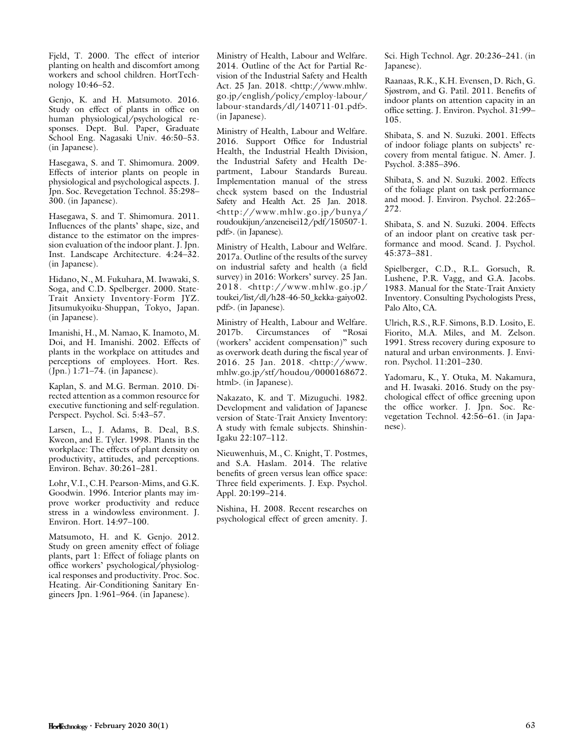Fjeld, T. 2000. The effect of interior planting on health and discomfort among workers and school children. HortTechnology 10:46–52.

Genjo, K. and H. Matsumoto. 2016. Study on effect of plants in office on human physiological/psychological responses. Dept. Bul. Paper, Graduate School Eng. Nagasaki Univ. 46:50–53. (in Japanese).

Hasegawa, S. and T. Shimomura. 2009. Effects of interior plants on people in physiological and psychological aspects. J. Jpn. Soc. Revegetation Technol. 35:298–300. (in Japanese).

Hasegawa, S. and T. Shimomura. 2011. Influences of the plants' shape, size, and distance to the estimator on the impression evaluation of the indoor plant. J. Jpn. Inst. Landscape Architecture. 4:24–32. (in Japanese).

Hidano, N., M. Fukuhara, M. Iwawaki, S. Soga, and C.D. Spelberger. 2000. State-Trait Anxiety Inventory-Form JYZ. Jitsumukyoiku-Shuppan, Tokyo, Japan. (in Japanese).

Imanishi, H., M. Namao, K. Inamoto, M. Doi, and H. Imanishi. 2002. Effects of plants in the workplace on attitudes and perceptions of employees. Hort. Res. (Jpn.) 1:71–74. (in Japanese).

Kaplan, S. and M.G. Berman. 2010. Directed attention as a common resource for executive functioning and self-regulation. Perspect. Psychol. Sci. 5:43–57.

Larsen, L., J. Adams, B. Deal, B.S. Kweon, and E. Tyler. 1998. Plants in the workplace: The effects of plant density on productivity, attitudes, and perceptions. Environ. Behav. 30:261–281.

Lohr, V.I., C.H. Pearson-Mims, and G.K. Goodwin. 1996. Interior plants may improve worker productivity and reduce stress in a windowless environment. J. Environ. Hort. 14:97–100.

Matsumoto, H. and K. Genjo. 2012. Study on green amenity effect of foliage plants, part 1: Effect of foliage plants on office workers' psychological/physiological responses and productivity. Proc. Soc. Heating. Air-Conditioning Sanitary Engineers Jpn. 1:961–964. (in Japanese).

Ministry of Health, Labour and Welfare. 2014. Outline of the Act for Partial Revision of the Industrial Safety and Health Act. 25 Jan. 2018. <http://www.mhlw.go.jp/english/policy/employ-labour/labour-standards/dl/140711-01.pdf>. (in Japanese).

Ministry of Health, Labour and Welfare. 2016. Support Office for Industrial Health, the Industrial Health Division, the Industrial Safety and Health Department, Labour Standards Bureau. Implementation manual of the stress check system based on the Industrial Safety and Health Act. 25 Jan. 2018. <http://www.mhlw.go.jp/bunya/roudoukijun/anzeneisei12/pdf/150507-1.pdf>. (in Japanese).

Ministry of Health, Labour and Welfare. 2017a. Outline of the results of the survey on industrial safety and health (a field survey) in 2016: Workers' survey. 25 Jan. 2018. <http://www.mhlw.go.jp/toukei/list/dl/h28-46-50_kekka-gaiyo02.pdf>. (in Japanese).

Ministry of Health, Labour and Welfare. 2017b. Circumstances of "Rosai (workers' accident compensation)" such as overwork death during the fiscal year of 2016. 25 Jan. 2018. <http://www.mhlw.go.jp/stf/houdou/0000168672.html>. (in Japanese).

Nakazato, K. and T. Mizuguchi. 1982. Development and validation of Japanese version of State-Trait Anxiety Inventory: A study with female subjects. Shinshin-Igaku 22:107–112.

Nieuwenhuis, M., C. Knight, T. Postmes, and S.A. Haslam. 2014. The relative benefits of green versus lean office space: Three field experiments. J. Exp. Psychol. Appl. 20:199–214.

Nishina, H. 2008. Recent researches on psychological effect of green amenity. J. Sci. High Technol. Agr. 20:236–241. (in Japanese).

Raanaas, R.K., K.H. Evensen, D. Rich, G. Sjøstrøm, and G. Patil. 2011. Benefits of indoor plants on attention capacity in an office setting. J. Environ. Psychol. 31:99–105.

Shibata, S. and N. Suzuki. 2001. Effects of indoor foliage plants on subjects' recovery from mental fatigue. N. Amer. J. Psychol. 3:385–396.

Shibata, S. and N. Suzuki. 2002. Effects of the foliage plant on task performance and mood. J. Environ. Psychol. 22:265–272.

Shibata, S. and N. Suzuki. 2004. Effects of an indoor plant on creative task performance and mood. Scand. J. Psychol. 45:373–381.

Spielberger, C.D., R.L. Gorsuch, R. Lushene, P.R. Vagg, and G.A. Jacobs. 1983. Manual for the State-Trait Anxiety Inventory. Consulting Psychologists Press, Palo Alto, CA.

Ulrich, R.S., R.F. Simons, B.D. Losito, E. Fiorito, M.A. Miles, and M. Zelson. 1991. Stress recovery during exposure to natural and urban environments. J. Environ. Psychol. 11:201–230.

Yadomaru, K., Y. Otuka, M. Nakamura, and H. Iwasaki. 2016. Study on the psychological effect of office greening upon the office worker. J. Jpn. Soc. Revegetation Technol. 42:56–61. (in Japanese).